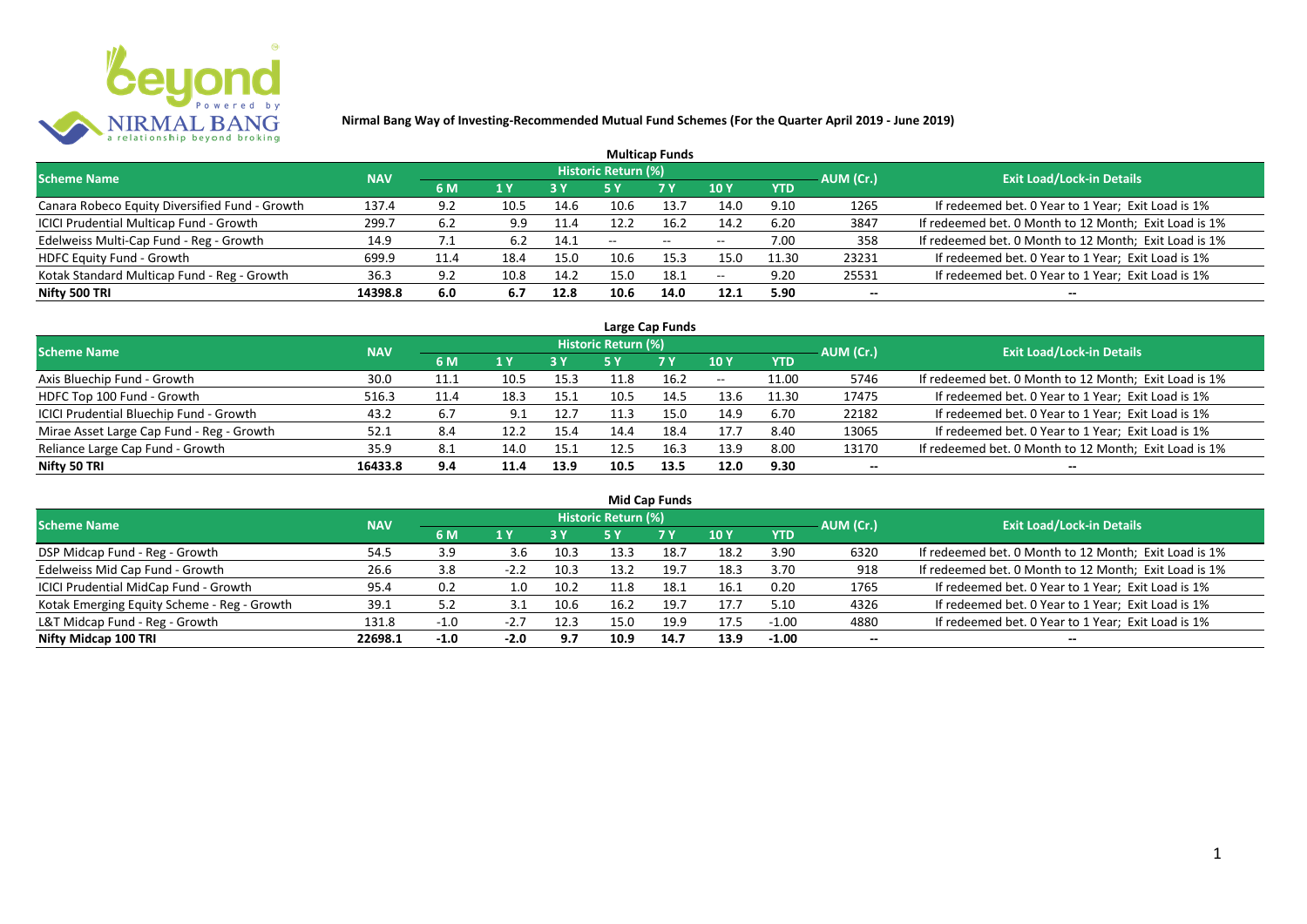**Nirmal Bang Way of Investing-Recommended Mutual Fund Schemes (For the Quarter April 2019 - June 2019)**

## Multicap Funds

| Scheme Name | NAV | Historic Return (%) | | | | | | | AUM (Cr.) | Exit Load/Lock-in Details |
|---|---|---|---|---|---|---|---|---|---|---|
| | | 6 M | 1 Y | 3 Y | 5 Y | 7 Y | 10 Y | YTD | | |
| Canara Robeco Equity Diversified Fund - Growth | 137.4 | 9.2 | 10.5 | 14.6 | 10.6 | 13.7 | 14.0 | 9.10 | 1265 | If redeemed bet. 0 Year to 1 Year; Exit Load is 1% |
| ICICI Prudential Multicap Fund - Growth | 299.7 | 6.2 | 9.9 | 11.4 | 12.2 | 16.2 | 14.2 | 6.20 | 3847 | If redeemed bet. 0 Month to 12 Month; Exit Load is 1% |
| Edelweiss Multi-Cap Fund - Reg - Growth | 14.9 | 7.1 | 6.2 | 14.1 | -- | -- | -- | 7.00 | 358 | If redeemed bet. 0 Month to 12 Month; Exit Load is 1% |
| HDFC Equity Fund - Growth | 699.9 | 11.4 | 18.4 | 15.0 | 10.6 | 15.3 | 15.0 | 11.30 | 23231 | If redeemed bet. 0 Year to 1 Year; Exit Load is 1% |
| Kotak Standard Multicap Fund - Reg - Growth | 36.3 | 9.2 | 10.8 | 14.2 | 15.0 | 18.1 | -- | 9.20 | 25531 | If redeemed bet. 0 Year to 1 Year; Exit Load is 1% |
| **Nifty 500 TRI** | **14398.8** | **6.0** | **6.7** | **12.8** | **10.6** | **14.0** | **12.1** | **5.90** | **--** | **--** |

## Large Cap Funds

| Scheme Name | NAV | Historic Return (%) | | | | | | | AUM (Cr.) | Exit Load/Lock-in Details |
|---|---|---|---|---|---|---|---|---|---|---|
| | | 6 M | 1 Y | 3 Y | 5 Y | 7 Y | 10 Y | YTD | | |
| Axis Bluechip Fund - Growth | 30.0 | 11.1 | 10.5 | 15.3 | 11.8 | 16.2 | -- | 11.00 | 5746 | If redeemed bet. 0 Month to 12 Month; Exit Load is 1% |
| HDFC Top 100 Fund - Growth | 516.3 | 11.4 | 18.3 | 15.1 | 10.5 | 14.5 | 13.6 | 11.30 | 17475 | If redeemed bet. 0 Year to 1 Year; Exit Load is 1% |
| ICICI Prudential Bluechip Fund - Growth | 43.2 | 6.7 | 9.1 | 12.7 | 11.3 | 15.0 | 14.9 | 6.70 | 22182 | If redeemed bet. 0 Year to 1 Year; Exit Load is 1% |
| Mirae Asset Large Cap Fund - Reg - Growth | 52.1 | 8.4 | 12.2 | 15.4 | 14.4 | 18.4 | 17.7 | 8.40 | 13065 | If redeemed bet. 0 Year to 1 Year; Exit Load is 1% |
| Reliance Large Cap Fund - Growth | 35.9 | 8.1 | 14.0 | 15.1 | 12.5 | 16.3 | 13.9 | 8.00 | 13170 | If redeemed bet. 0 Month to 12 Month; Exit Load is 1% |
| **Nifty 50 TRI** | **16433.8** | **9.4** | **11.4** | **13.9** | **10.5** | **13.5** | **12.0** | **9.30** | **--** | **--** |

## Mid Cap Funds

| Scheme Name | NAV | Historic Return (%) | | | | | | | AUM (Cr.) | Exit Load/Lock-in Details |
|---|---|---|---|---|---|---|---|---|---|---|
| | | 6 M | 1 Y | 3 Y | 5 Y | 7 Y | 10 Y | YTD | | |
| DSP Midcap Fund - Reg - Growth | 54.5 | 3.9 | 3.6 | 10.3 | 13.3 | 18.7 | 18.2 | 3.90 | 6320 | If redeemed bet. 0 Month to 12 Month; Exit Load is 1% |
| Edelweiss Mid Cap Fund - Growth | 26.6 | 3.8 | -2.2 | 10.3 | 13.2 | 19.7 | 18.3 | 3.70 | 918 | If redeemed bet. 0 Month to 12 Month; Exit Load is 1% |
| ICICI Prudential MidCap Fund - Growth | 95.4 | 0.2 | 1.0 | 10.2 | 11.8 | 18.1 | 16.1 | 0.20 | 1765 | If redeemed bet. 0 Year to 1 Year; Exit Load is 1% |
| Kotak Emerging Equity Scheme - Reg - Growth | 39.1 | 5.2 | 3.1 | 10.6 | 16.2 | 19.7 | 17.7 | 5.10 | 4326 | If redeemed bet. 0 Year to 1 Year; Exit Load is 1% |
| L&T Midcap Fund - Reg - Growth | 131.8 | -1.0 | -2.7 | 12.3 | 15.0 | 19.9 | 17.5 | -1.00 | 4880 | If redeemed bet. 0 Year to 1 Year; Exit Load is 1% |
| **Nifty Midcap 100 TRI** | **22698.1** | **-1.0** | **-2.0** | **9.7** | **10.9** | **14.7** | **13.9** | **-1.00** | **--** | **--** |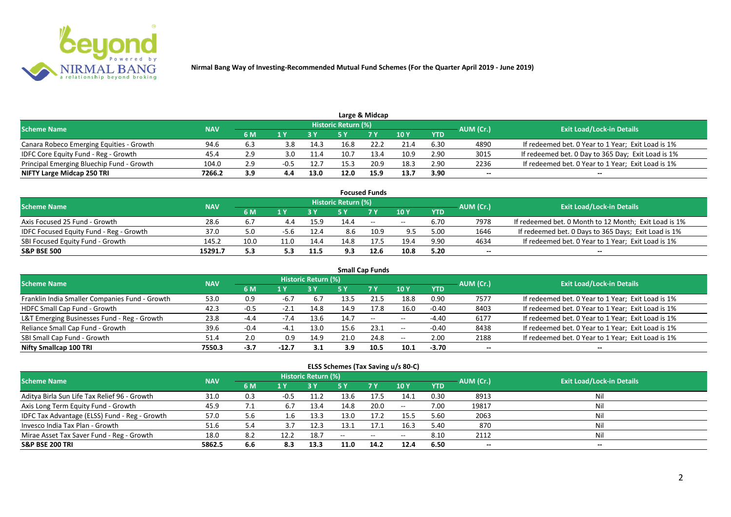**Nirmal Bang Way of Investing-Recommended Mutual Fund Schemes (For the Quarter April 2019 - June 2019)**

## Large & Midcap

| Scheme Name | NAV | Historic Return (%) | | | | | | | AUM (Cr.) | Exit Load/Lock-in Details |
|---|---|---|---|---|---|---|---|---|---|---|
| | | 6 M | 1 Y | 3 Y | 5 Y | 7 Y | 10 Y | YTD | | |
| Canara Robeco Emerging Equities - Growth | 94.6 | 6.3 | 3.8 | 14.3 | 16.8 | 22.2 | 21.4 | 6.30 | 4890 | If redeemed bet. 0 Year to 1 Year; Exit Load is 1% |
| IDFC Core Equity Fund - Reg - Growth | 45.4 | 2.9 | 3.0 | 11.4 | 10.7 | 13.4 | 10.9 | 2.90 | 3015 | If redeemed bet. 0 Day to 365 Day; Exit Load is 1% |
| Principal Emerging Bluechip Fund - Growth | 104.0 | 2.9 | -0.5 | 12.7 | 15.3 | 20.9 | 18.3 | 2.90 | 2236 | If redeemed bet. 0 Year to 1 Year; Exit Load is 1% |
| **NIFTY Large Midcap 250 TRI** | **7266.2** | **3.9** | **4.4** | **13.0** | **12.0** | **15.9** | **13.7** | **3.90** | **--** | **--** |

## Focused Funds

| Scheme Name | NAV | Historic Return (%) | | | | | | | AUM (Cr.) | Exit Load/Lock-in Details |
|---|---|---|---|---|---|---|---|---|---|---|
| | | 6 M | 1 Y | 3 Y | 5 Y | 7 Y | 10 Y | YTD | | |
| Axis Focused 25 Fund - Growth | 28.6 | 6.7 | 4.4 | 15.9 | 14.4 | -- | -- | 6.70 | 7978 | If redeemed bet. 0 Month to 12 Month; Exit Load is 1% |
| IDFC Focused Equity Fund - Reg - Growth | 37.0 | 5.0 | -5.6 | 12.4 | 8.6 | 10.9 | 9.5 | 5.00 | 1646 | If redeemed bet. 0 Days to 365 Days; Exit Load is 1% |
| SBI Focused Equity Fund - Growth | 145.2 | 10.0 | 11.0 | 14.4 | 14.8 | 17.5 | 19.4 | 9.90 | 4634 | If redeemed bet. 0 Year to 1 Year; Exit Load is 1% |
| **S&P BSE 500** | **15291.7** | **5.3** | **5.3** | **11.5** | **9.3** | **12.6** | **10.8** | **5.20** | **--** | **--** |

## Small Cap Funds

| Scheme Name | NAV | Historic Return (%) | | | | | | | AUM (Cr.) | Exit Load/Lock-in Details |
|---|---|---|---|---|---|---|---|---|---|---|
| | | 6 M | 1 Y | 3 Y | 5 Y | 7 Y | 10 Y | YTD | | |
| Franklin India Smaller Companies Fund - Growth | 53.0 | 0.9 | -6.7 | 6.7 | 13.5 | 21.5 | 18.8 | 0.90 | 7577 | If redeemed bet. 0 Year to 1 Year; Exit Load is 1% |
| HDFC Small Cap Fund - Growth | 42.3 | -0.5 | -2.1 | 14.8 | 14.9 | 17.8 | 16.0 | -0.40 | 8403 | If redeemed bet. 0 Year to 1 Year; Exit Load is 1% |
| L&T Emerging Businesses Fund - Reg - Growth | 23.8 | -4.4 | -7.4 | 13.6 | 14.7 | -- | -- | -4.40 | 6177 | If redeemed bet. 0 Year to 1 Year; Exit Load is 1% |
| Reliance Small Cap Fund - Growth | 39.6 | -0.4 | -4.1 | 13.0 | 15.6 | 23.1 | -- | -0.40 | 8438 | If redeemed bet. 0 Year to 1 Year; Exit Load is 1% |
| SBI Small Cap Fund - Growth | 51.4 | 2.0 | 0.9 | 14.9 | 21.0 | 24.8 | -- | 2.00 | 2188 | If redeemed bet. 0 Year to 1 Year; Exit Load is 1% |
| **Nifty Smallcap 100 TRI** | **7550.3** | **-3.7** | **-12.7** | **3.1** | **3.9** | **10.5** | **10.1** | **-3.70** | **--** | **--** |

## ELSS Schemes (Tax Saving u/s 80-C)

| Scheme Name | NAV | Historic Return (%) | | | | | | | AUM (Cr.) | Exit Load/Lock-in Details |
|---|---|---|---|---|---|---|---|---|---|---|
| | | 6 M | 1 Y | 3 Y | 5 Y | 7 Y | 10 Y | YTD | | |
| Aditya Birla Sun Life Tax Relief 96 - Growth | 31.0 | 0.3 | -0.5 | 11.2 | 13.6 | 17.5 | 14.1 | 0.30 | 8913 | Nil |
| Axis Long Term Equity Fund - Growth | 45.9 | 7.1 | 6.7 | 13.4 | 14.8 | 20.0 | -- | 7.00 | 19817 | Nil |
| IDFC Tax Advantage (ELSS) Fund - Reg - Growth | 57.0 | 5.6 | 1.6 | 13.3 | 13.0 | 17.2 | 15.5 | 5.60 | 2063 | Nil |
| Invesco India Tax Plan - Growth | 51.6 | 5.4 | 3.7 | 12.3 | 13.1 | 17.1 | 16.3 | 5.40 | 870 | Nil |
| Mirae Asset Tax Saver Fund - Reg - Growth | 18.0 | 8.2 | 12.2 | 18.7 | -- | -- | -- | 8.10 | 2112 | Nil |
| **S&P BSE 200 TRI** | **5862.5** | **6.6** | **8.3** | **13.3** | **11.0** | **14.2** | **12.4** | **6.50** | **--** | **--** |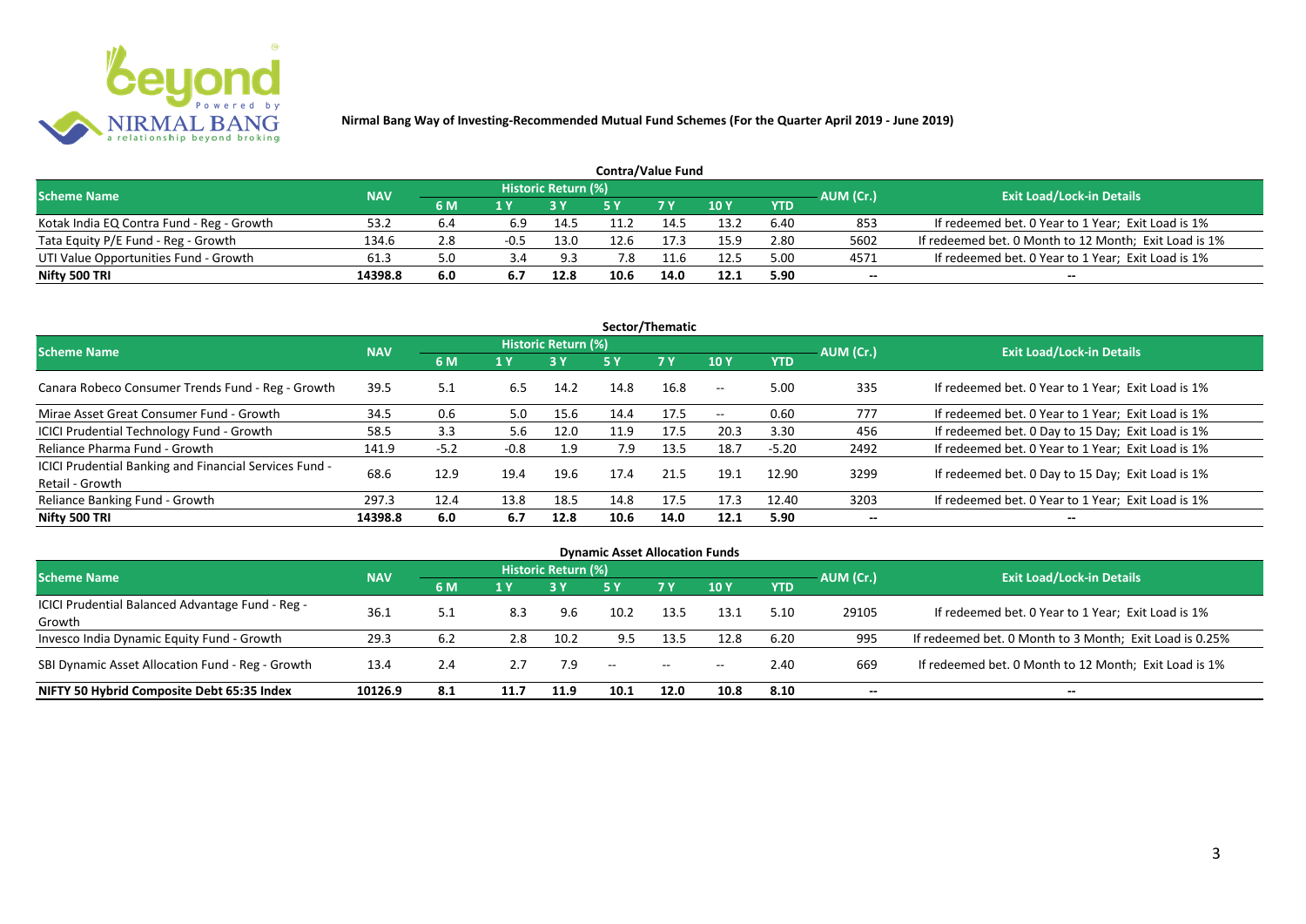**Nirmal Bang Way of Investing-Recommended Mutual Fund Schemes (For the Quarter April 2019 - June 2019)**

## Contra/Value Fund

| Scheme Name | NAV | Historic Return (%) | | | | | | | AUM (Cr.) | Exit Load/Lock-in Details |
|---|---|---|---|---|---|---|---|---|---|---|
| | | 6 M | 1 Y | 3 Y | 5 Y | 7 Y | 10 Y | YTD | | |
| Kotak India EQ Contra Fund - Reg - Growth | 53.2 | 6.4 | 6.9 | 14.5 | 11.2 | 14.5 | 13.2 | 6.40 | 853 | If redeemed bet. 0 Year to 1 Year; Exit Load is 1% |
| Tata Equity P/E Fund - Reg - Growth | 134.6 | 2.8 | -0.5 | 13.0 | 12.6 | 17.3 | 15.9 | 2.80 | 5602 | If redeemed bet. 0 Month to 12 Month; Exit Load is 1% |
| UTI Value Opportunities Fund - Growth | 61.3 | 5.0 | 3.4 | 9.3 | 7.8 | 11.6 | 12.5 | 5.00 | 4571 | If redeemed bet. 0 Year to 1 Year; Exit Load is 1% |
| **Nifty 500 TRI** | **14398.8** | **6.0** | **6.7** | **12.8** | **10.6** | **14.0** | **12.1** | **5.90** | -- | -- |

## Sector/Thematic

| Scheme Name | NAV | Historic Return (%) | | | | | | | AUM (Cr.) | Exit Load/Lock-in Details |
|---|---|---|---|---|---|---|---|---|---|---|
| | | 6 M | 1 Y | 3 Y | 5 Y | 7 Y | 10 Y | YTD | | |
| Canara Robeco Consumer Trends Fund - Reg - Growth | 39.5 | 5.1 | 6.5 | 14.2 | 14.8 | 16.8 | -- | 5.00 | 335 | If redeemed bet. 0 Year to 1 Year; Exit Load is 1% |
| Mirae Asset Great Consumer Fund - Growth | 34.5 | 0.6 | 5.0 | 15.6 | 14.4 | 17.5 | -- | 0.60 | 777 | If redeemed bet. 0 Year to 1 Year; Exit Load is 1% |
| ICICI Prudential Technology Fund - Growth | 58.5 | 3.3 | 5.6 | 12.0 | 11.9 | 17.5 | 20.3 | 3.30 | 456 | If redeemed bet. 0 Day to 15 Day; Exit Load is 1% |
| Reliance Pharma Fund - Growth | 141.9 | -5.2 | -0.8 | 1.9 | 7.9 | 13.5 | 18.7 | -5.20 | 2492 | If redeemed bet. 0 Year to 1 Year; Exit Load is 1% |
| ICICI Prudential Banking and Financial Services Fund - Retail - Growth | 68.6 | 12.9 | 19.4 | 19.6 | 17.4 | 21.5 | 19.1 | 12.90 | 3299 | If redeemed bet. 0 Day to 15 Day; Exit Load is 1% |
| Reliance Banking Fund - Growth | 297.3 | 12.4 | 13.8 | 18.5 | 14.8 | 17.5 | 17.3 | 12.40 | 3203 | If redeemed bet. 0 Year to 1 Year; Exit Load is 1% |
| **Nifty 500 TRI** | **14398.8** | **6.0** | **6.7** | **12.8** | **10.6** | **14.0** | **12.1** | **5.90** | -- | -- |

## Dynamic Asset Allocation Funds

| Scheme Name | NAV | Historic Return (%) | | | | | | | AUM (Cr.) | Exit Load/Lock-in Details |
|---|---|---|---|---|---|---|---|---|---|---|
| | | 6 M | 1 Y | 3 Y | 5 Y | 7 Y | 10 Y | YTD | | |
| ICICI Prudential Balanced Advantage Fund - Reg - Growth | 36.1 | 5.1 | 8.3 | 9.6 | 10.2 | 13.5 | 13.1 | 5.10 | 29105 | If redeemed bet. 0 Year to 1 Year; Exit Load is 1% |
| Invesco India Dynamic Equity Fund - Growth | 29.3 | 6.2 | 2.8 | 10.2 | 9.5 | 13.5 | 12.8 | 6.20 | 995 | If redeemed bet. 0 Month to 3 Month; Exit Load is 0.25% |
| SBI Dynamic Asset Allocation Fund - Reg - Growth | 13.4 | 2.4 | 2.7 | 7.9 | -- | -- | -- | 2.40 | 669 | If redeemed bet. 0 Month to 12 Month; Exit Load is 1% |
| **NIFTY 50 Hybrid Composite Debt 65:35 Index** | **10126.9** | **8.1** | **11.7** | **11.9** | **10.1** | **12.0** | **10.8** | **8.10** | -- | -- |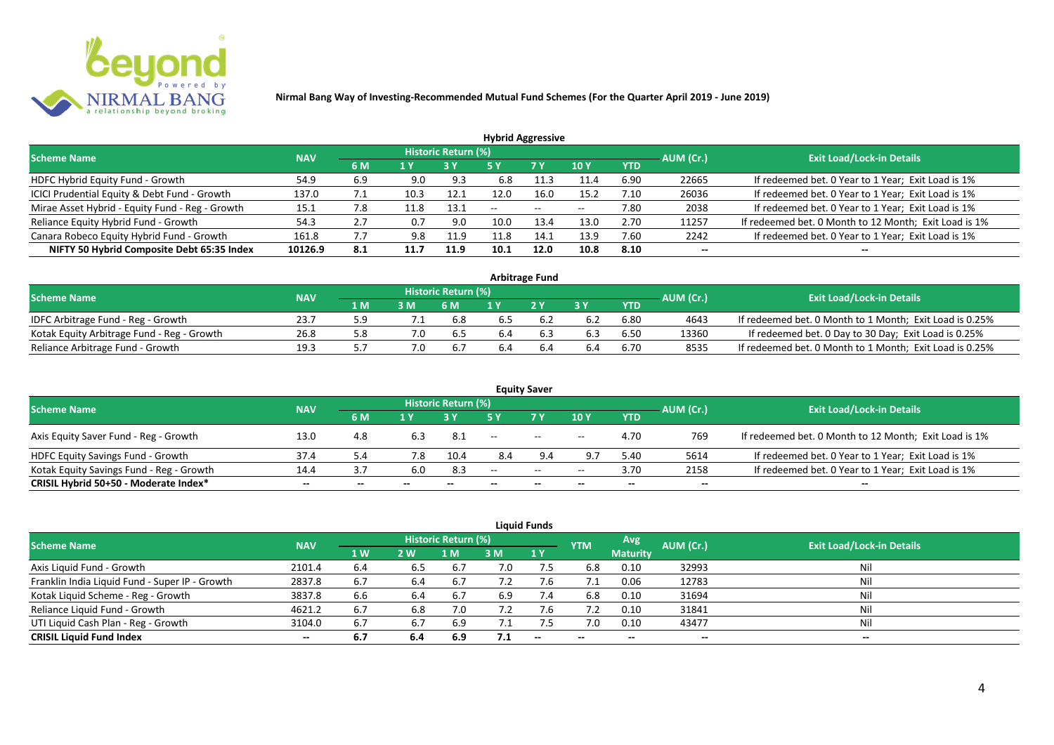**Nirmal Bang Way of Investing-Recommended Mutual Fund Schemes (For the Quarter April 2019 - June 2019)**

## Hybrid Aggressive

| Scheme Name | NAV | Historic Return (%) | | | | | | | AUM (Cr.) | Exit Load/Lock-in Details |
|---|---|---|---|---|---|---|---|---|---|---|
| | | 6 M | 1 Y | 3 Y | 5 Y | 7 Y | 10 Y | YTD | | |
| HDFC Hybrid Equity Fund - Growth | 54.9 | 6.9 | 9.0 | 9.3 | 6.8 | 11.3 | 11.4 | 6.90 | 22665 | If redeemed bet. 0 Year to 1 Year; Exit Load is 1% |
| ICICI Prudential Equity & Debt Fund - Growth | 137.0 | 7.1 | 10.3 | 12.1 | 12.0 | 16.0 | 15.2 | 7.10 | 26036 | If redeemed bet. 0 Year to 1 Year; Exit Load is 1% |
| Mirae Asset Hybrid - Equity Fund - Reg - Growth | 15.1 | 7.8 | 11.8 | 13.1 | -- | -- | -- | 7.80 | 2038 | If redeemed bet. 0 Year to 1 Year; Exit Load is 1% |
| Reliance Equity Hybrid Fund - Growth | 54.3 | 2.7 | 0.7 | 9.0 | 10.0 | 13.4 | 13.0 | 2.70 | 11257 | If redeemed bet. 0 Month to 12 Month; Exit Load is 1% |
| Canara Robeco Equity Hybrid Fund - Growth | 161.8 | 7.7 | 9.8 | 11.9 | 11.8 | 14.1 | 13.9 | 7.60 | 2242 | If redeemed bet. 0 Year to 1 Year; Exit Load is 1% |
| **NIFTY 50 Hybrid Composite Debt 65:35 Index** | **10126.9** | **8.1** | **11.7** | **11.9** | **10.1** | **12.0** | **10.8** | **8.10** | **--** | **--** |

## Arbitrage Fund

| Scheme Name | NAV | Historic Return (%) | | | | | | | AUM (Cr.) | Exit Load/Lock-in Details |
|---|---|---|---|---|---|---|---|---|---|---|
| | | 1 M | 3 M | 6 M | 1 Y | 2 Y | 3 Y | YTD | | |
| IDFC Arbitrage Fund - Reg - Growth | 23.7 | 5.9 | 7.1 | 6.8 | 6.5 | 6.2 | 6.2 | 6.80 | 4643 | If redeemed bet. 0 Month to 1 Month; Exit Load is 0.25% |
| Kotak Equity Arbitrage Fund - Reg - Growth | 26.8 | 5.8 | 7.0 | 6.5 | 6.4 | 6.3 | 6.3 | 6.50 | 13360 | If redeemed bet. 0 Day to 30 Day; Exit Load is 0.25% |
| Reliance Arbitrage Fund - Growth | 19.3 | 5.7 | 7.0 | 6.7 | 6.4 | 6.4 | 6.4 | 6.70 | 8535 | If redeemed bet. 0 Month to 1 Month; Exit Load is 0.25% |

## Equity Saver

| Scheme Name | NAV | Historic Return (%) | | | | | | | AUM (Cr.) | Exit Load/Lock-in Details |
|---|---|---|---|---|---|---|---|---|---|---|
| | | 6 M | 1 Y | 3 Y | 5 Y | 7 Y | 10 Y | YTD | | |
| Axis Equity Saver Fund - Reg - Growth | 13.0 | 4.8 | 6.3 | 8.1 | -- | -- | -- | 4.70 | 769 | If redeemed bet. 0 Month to 12 Month; Exit Load is 1% |
| HDFC Equity Savings Fund - Growth | 37.4 | 5.4 | 7.8 | 10.4 | 8.4 | 9.4 | 9.7 | 5.40 | 5614 | If redeemed bet. 0 Year to 1 Year; Exit Load is 1% |
| Kotak Equity Savings Fund - Reg - Growth | 14.4 | 3.7 | 6.0 | 8.3 | -- | -- | -- | 3.70 | 2158 | If redeemed bet. 0 Year to 1 Year; Exit Load is 1% |
| **CRISIL Hybrid 50+50 - Moderate Index*** | **--** | **--** | **--** | **--** | **--** | **--** | **--** | **--** | **--** | **--** |

## Liquid Funds

| Scheme Name | NAV | Historic Return (%) | | | | | YTM | Avg Maturity | AUM (Cr.) | Exit Load/Lock-in Details |
|---|---|---|---|---|---|---|---|---|---|---|
| | | 1 W | 2 W | 1 M | 3 M | 1 Y | | | | |
| Axis Liquid Fund - Growth | 2101.4 | 6.4 | 6.5 | 6.7 | 7.0 | 7.5 | 6.8 | 0.10 | 32993 | Nil |
| Franklin India Liquid Fund - Super IP - Growth | 2837.8 | 6.7 | 6.4 | 6.7 | 7.2 | 7.6 | 7.1 | 0.06 | 12783 | Nil |
| Kotak Liquid Scheme - Reg - Growth | 3837.8 | 6.6 | 6.4 | 6.7 | 6.9 | 7.4 | 6.8 | 0.10 | 31694 | Nil |
| Reliance Liquid Fund - Growth | 4621.2 | 6.7 | 6.8 | 7.0 | 7.2 | 7.6 | 7.2 | 0.10 | 31841 | Nil |
| UTI Liquid Cash Plan - Reg - Growth | 3104.0 | 6.7 | 6.7 | 6.9 | 7.1 | 7.5 | 7.0 | 0.10 | 43477 | Nil |
| **CRISIL Liquid Fund Index** | **--** | **6.7** | **6.4** | **6.9** | **7.1** | **--** | **--** | **--** | **--** | **--** |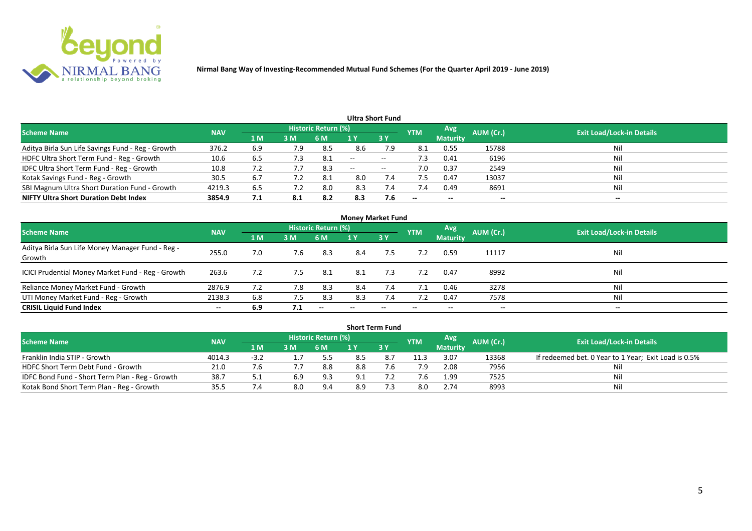Nirmal Bang Way of Investing-Recommended Mutual Fund Schemes (For the Quarter April 2019 - June 2019)

## Ultra Short Fund

| Scheme Name | NAV | Historic Return (%) | | | | | YTM | Avg Maturity | AUM (Cr.) | Exit Load/Lock-in Details |
|---|---|---|---|---|---|---|---|---|---|---|
| | | 1 M | 3 M | 6 M | 1 Y | 3 Y | | | | |
| Aditya Birla Sun Life Savings Fund - Reg - Growth | 376.2 | 6.9 | 7.9 | 8.5 | 8.6 | 7.9 | 8.1 | 0.55 | 15788 | Nil |
| HDFC Ultra Short Term Fund - Reg - Growth | 10.6 | 6.5 | 7.3 | 8.1 | -- | -- | 7.3 | 0.41 | 6196 | Nil |
| IDFC Ultra Short Term Fund - Reg - Growth | 10.8 | 7.2 | 7.7 | 8.3 | -- | -- | 7.0 | 0.37 | 2549 | Nil |
| Kotak Savings Fund - Reg - Growth | 30.5 | 6.7 | 7.2 | 8.1 | 8.0 | 7.4 | 7.5 | 0.47 | 13037 | Nil |
| SBI Magnum Ultra Short Duration Fund - Growth | 4219.3 | 6.5 | 7.2 | 8.0 | 8.3 | 7.4 | 7.4 | 0.49 | 8691 | Nil |
| **NIFTY Ultra Short Duration Debt Index** | **3854.9** | **7.1** | **8.1** | **8.2** | **8.3** | **7.6** | **--** | **--** | **--** | **--** |

## Money Market Fund

| Scheme Name | NAV | Historic Return (%) | | | | | YTM | Avg Maturity | AUM (Cr.) | Exit Load/Lock-in Details |
|---|---|---|---|---|---|---|---|---|---|---|
| | | 1 M | 3 M | 6 M | 1 Y | 3 Y | | | | |
| Aditya Birla Sun Life Money Manager Fund - Reg - Growth | 255.0 | 7.0 | 7.6 | 8.3 | 8.4 | 7.5 | 7.2 | 0.59 | 11117 | Nil |
| ICICI Prudential Money Market Fund - Reg - Growth | 263.6 | 7.2 | 7.5 | 8.1 | 8.1 | 7.3 | 7.2 | 0.47 | 8992 | Nil |
| Reliance Money Market Fund - Growth | 2876.9 | 7.2 | 7.8 | 8.3 | 8.4 | 7.4 | 7.1 | 0.46 | 3278 | Nil |
| UTI Money Market Fund - Reg - Growth | 2138.3 | 6.8 | 7.5 | 8.3 | 8.3 | 7.4 | 7.2 | 0.47 | 7578 | Nil |
| **CRISIL Liquid Fund Index** | **--** | **6.9** | **7.1** | **--** | **--** | **--** | **--** | **--** | **--** | **--** |

## Short Term Fund

| Scheme Name | NAV | Historic Return (%) | | | | | YTM | Avg Maturity | AUM (Cr.) | Exit Load/Lock-in Details |
|---|---|---|---|---|---|---|---|---|---|---|
| | | 1 M | 3 M | 6 M | 1 Y | 3 Y | | | | |
| Franklin India STIP - Growth | 4014.3 | -3.2 | 1.7 | 5.5 | 8.5 | 8.7 | 11.3 | 3.07 | 13368 | If redeemed bet. 0 Year to 1 Year; Exit Load is 0.5% |
| HDFC Short Term Debt Fund - Growth | 21.0 | 7.6 | 7.7 | 8.8 | 8.8 | 7.6 | 7.9 | 2.08 | 7956 | Nil |
| IDFC Bond Fund - Short Term Plan - Reg - Growth | 38.7 | 5.1 | 6.9 | 9.3 | 9.1 | 7.2 | 7.6 | 1.99 | 7525 | Nil |
| Kotak Bond Short Term Plan - Reg - Growth | 35.5 | 7.4 | 8.0 | 9.4 | 8.9 | 7.3 | 8.0 | 2.74 | 8993 | Nil |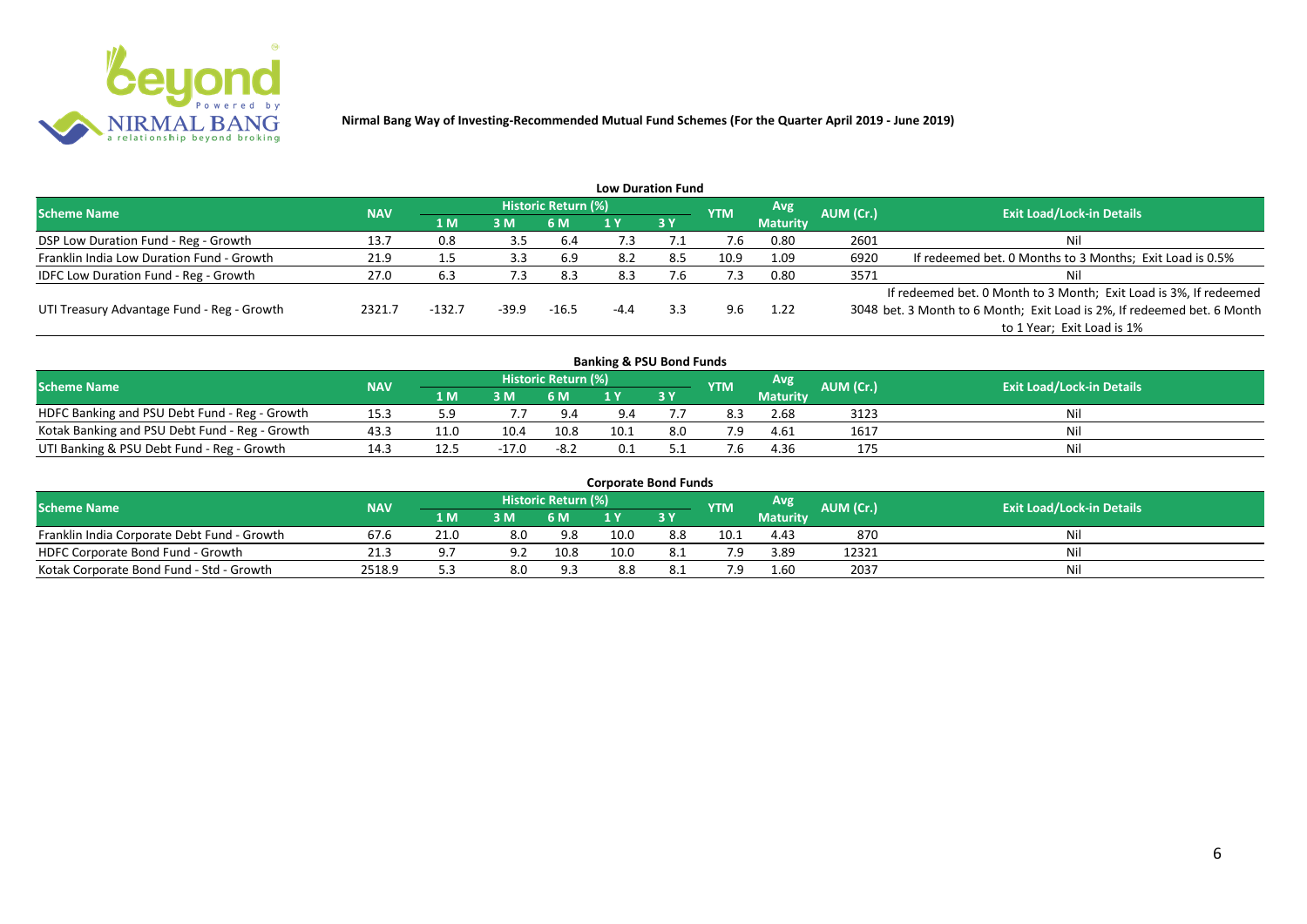**Nirmal Bang Way of Investing-Recommended Mutual Fund Schemes (For the Quarter April 2019 - June 2019)**

### Low Duration Fund

| Scheme Name | NAV | Historic Return (%) | | | | | YTM | Avg Maturity | AUM (Cr.) | Exit Load/Lock-in Details |
|---|---|---|---|---|---|---|---|---|---|---|
| | | 1 M | 3 M | 6 M | 1 Y | 3 Y | | | | |
| DSP Low Duration Fund - Reg - Growth | 13.7 | 0.8 | 3.5 | 6.4 | 7.3 | 7.1 | 7.6 | 0.80 | 2601 | Nil |
| Franklin India Low Duration Fund - Growth | 21.9 | 1.5 | 3.3 | 6.9 | 8.2 | 8.5 | 10.9 | 1.09 | 6920 | If redeemed bet. 0 Months to 3 Months; Exit Load is 0.5% |
| IDFC Low Duration Fund - Reg - Growth | 27.0 | 6.3 | 7.3 | 8.3 | 8.3 | 7.6 | 7.3 | 0.80 | 3571 | Nil |
| UTI Treasury Advantage Fund - Reg - Growth | 2321.7 | -132.7 | -39.9 | -16.5 | -4.4 | 3.3 | 9.6 | 1.22 | 3048 | If redeemed bet. 0 Month to 3 Month; Exit Load is 3%, If redeemed bet. 3 Month to 6 Month; Exit Load is 2%, If redeemed bet. 6 Month to 1 Year; Exit Load is 1% |

### Banking & PSU Bond Funds

| Scheme Name | NAV | Historic Return (%) | | | | | YTM | Avg Maturity | AUM (Cr.) | Exit Load/Lock-in Details |
|---|---|---|---|---|---|---|---|---|---|---|
| | | 1 M | 3 M | 6 M | 1 Y | 3 Y | | | | |
| HDFC Banking and PSU Debt Fund - Reg - Growth | 15.3 | 5.9 | 7.7 | 9.4 | 9.4 | 7.7 | 8.3 | 2.68 | 3123 | Nil |
| Kotak Banking and PSU Debt Fund - Reg - Growth | 43.3 | 11.0 | 10.4 | 10.8 | 10.1 | 8.0 | 7.9 | 4.61 | 1617 | Nil |
| UTI Banking & PSU Debt Fund - Reg - Growth | 14.3 | 12.5 | -17.0 | -8.2 | 0.1 | 5.1 | 7.6 | 4.36 | 175 | Nil |

### Corporate Bond Funds

| Scheme Name | NAV | Historic Return (%) | | | | | YTM | Avg Maturity | AUM (Cr.) | Exit Load/Lock-in Details |
|---|---|---|---|---|---|---|---|---|---|---|
| | | 1 M | 3 M | 6 M | 1 Y | 3 Y | | | | |
| Franklin India Corporate Debt Fund - Growth | 67.6 | 21.0 | 8.0 | 9.8 | 10.0 | 8.8 | 10.1 | 4.43 | 870 | Nil |
| HDFC Corporate Bond Fund - Growth | 21.3 | 9.7 | 9.2 | 10.8 | 10.0 | 8.1 | 7.9 | 3.89 | 12321 | Nil |
| Kotak Corporate Bond Fund - Std - Growth | 2518.9 | 5.3 | 8.0 | 9.3 | 8.8 | 8.1 | 7.9 | 1.60 | 2037 | Nil |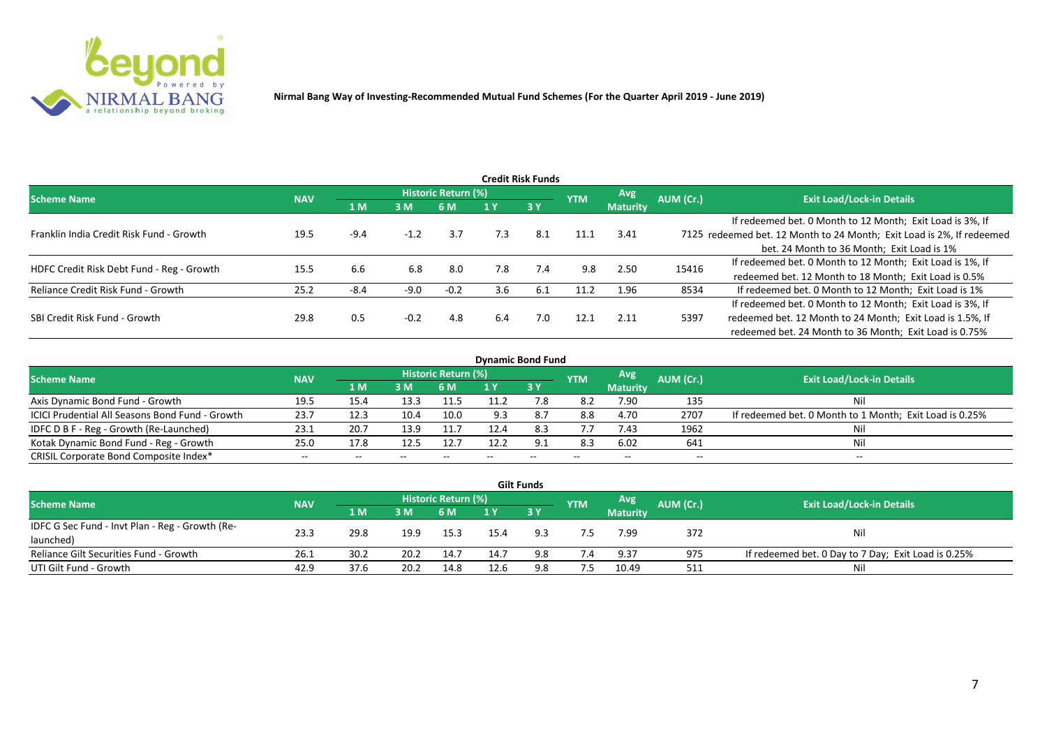Nirmal Bang Way of Investing-Recommended Mutual Fund Schemes (For the Quarter April 2019 - June 2019)

## Credit Risk Funds

| Scheme Name | NAV | Historic Return (%) | | | | | YTM | Avg Maturity | AUM (Cr.) | Exit Load/Lock-in Details |
|---|---|---|---|---|---|---|---|---|---|---|
| | | 1 M | 3 M | 6 M | 1 Y | 3 Y | | | | |
| Franklin India Credit Risk Fund - Growth | 19.5 | -9.4 | -1.2 | 3.7 | 7.3 | 8.1 | 11.1 | 3.41 | 7125 | If redeemed bet. 0 Month to 12 Month; Exit Load is 3%, If redeemed bet. 12 Month to 24 Month; Exit Load is 2%, If redeemed bet. 24 Month to 36 Month; Exit Load is 1% |
| HDFC Credit Risk Debt Fund - Reg - Growth | 15.5 | 6.6 | 6.8 | 8.0 | 7.8 | 7.4 | 9.8 | 2.50 | 15416 | If redeemed bet. 0 Month to 12 Month; Exit Load is 1%, If redeemed bet. 12 Month to 18 Month; Exit Load is 0.5% |
| Reliance Credit Risk Fund - Growth | 25.2 | -8.4 | -9.0 | -0.2 | 3.6 | 6.1 | 11.2 | 1.96 | 8534 | If redeemed bet. 0 Month to 12 Month; Exit Load is 1% |
| SBI Credit Risk Fund - Growth | 29.8 | 0.5 | -0.2 | 4.8 | 6.4 | 7.0 | 12.1 | 2.11 | 5397 | If redeemed bet. 0 Month to 12 Month; Exit Load is 3%, If redeemed bet. 12 Month to 24 Month; Exit Load is 1.5%, If redeemed bet. 24 Month to 36 Month; Exit Load is 0.75% |

## Dynamic Bond Fund

| Scheme Name | NAV | Historic Return (%) | | | | | YTM | Avg Maturity | AUM (Cr.) | Exit Load/Lock-in Details |
|---|---|---|---|---|---|---|---|---|---|---|
| | | 1 M | 3 M | 6 M | 1 Y | 3 Y | | | | |
| Axis Dynamic Bond Fund - Growth | 19.5 | 15.4 | 13.3 | 11.5 | 11.2 | 7.8 | 8.2 | 7.90 | 135 | Nil |
| ICICI Prudential All Seasons Bond Fund - Growth | 23.7 | 12.3 | 10.4 | 10.0 | 9.3 | 8.7 | 8.8 | 4.70 | 2707 | If redeemed bet. 0 Month to 1 Month; Exit Load is 0.25% |
| IDFC D B F - Reg - Growth (Re-Launched) | 23.1 | 20.7 | 13.9 | 11.7 | 12.4 | 8.3 | 7.7 | 7.43 | 1962 | Nil |
| Kotak Dynamic Bond Fund - Reg - Growth | 25.0 | 17.8 | 12.5 | 12.7 | 12.2 | 9.1 | 8.3 | 6.02 | 641 | Nil |
| CRISIL Corporate Bond Composite Index* | -- | -- | -- | -- | -- | -- | -- | -- | -- | -- |

## Gilt Funds

| Scheme Name | NAV | Historic Return (%) | | | | | YTM | Avg Maturity | AUM (Cr.) | Exit Load/Lock-in Details |
|---|---|---|---|---|---|---|---|---|---|---|
| | | 1 M | 3 M | 6 M | 1 Y | 3 Y | | | | |
| IDFC G Sec Fund - Invt Plan - Reg - Growth (Re-launched) | 23.3 | 29.8 | 19.9 | 15.3 | 15.4 | 9.3 | 7.5 | 7.99 | 372 | Nil |
| Reliance Gilt Securities Fund - Growth | 26.1 | 30.2 | 20.2 | 14.7 | 14.7 | 9.8 | 7.4 | 9.37 | 975 | If redeemed bet. 0 Day to 7 Day; Exit Load is 0.25% |
| UTI Gilt Fund - Growth | 42.9 | 37.6 | 20.2 | 14.8 | 12.6 | 9.8 | 7.5 | 10.49 | 511 | Nil |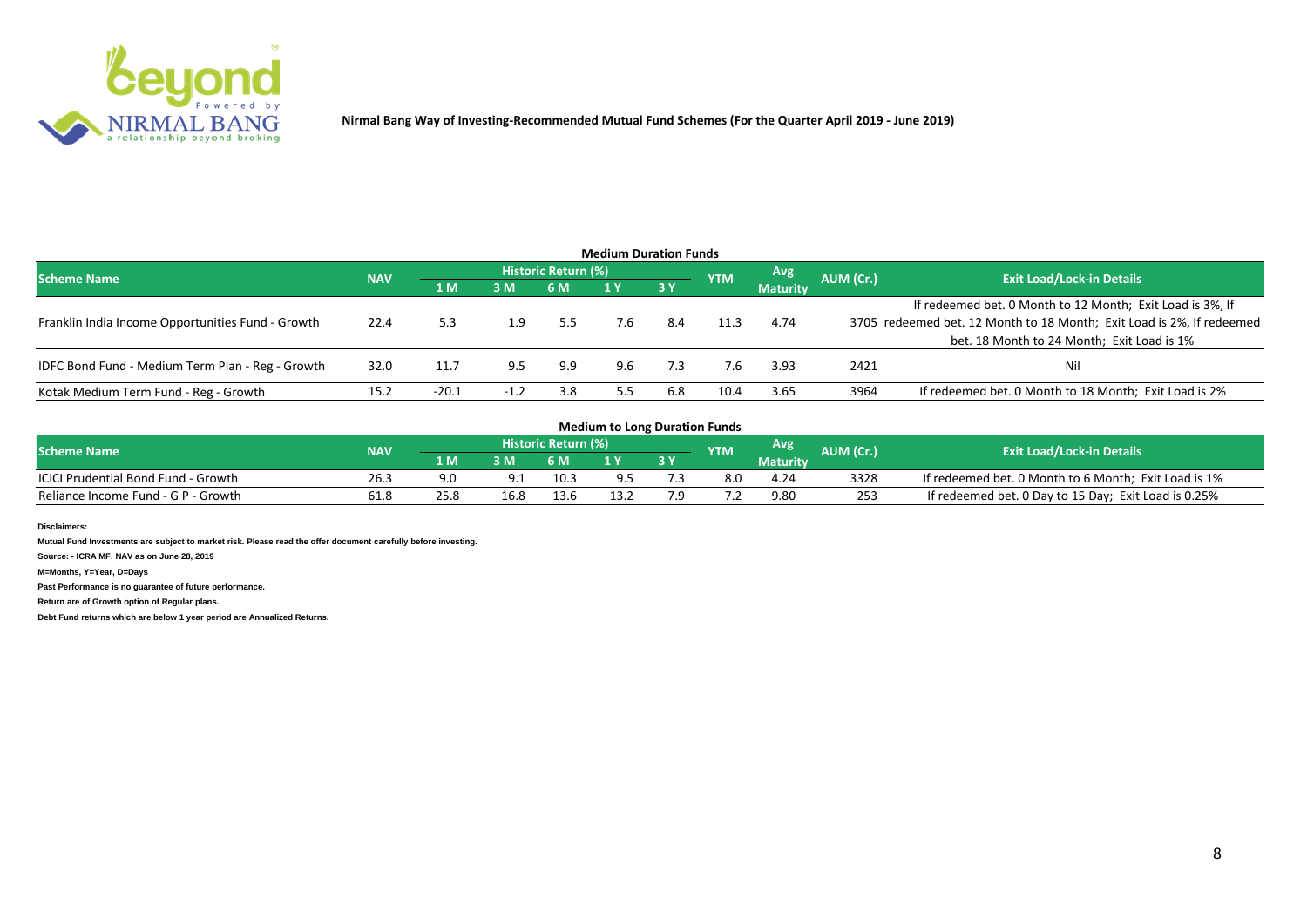Nirmal Bang Way of Investing-Recommended Mutual Fund Schemes (For the Quarter April 2019 - June 2019)

**Medium Duration Funds**

| Scheme Name | NAV | Historic Return (%) | | | | | YTM | Avg Maturity | AUM (Cr.) | Exit Load/Lock-in Details |
|---|---|---|---|---|---|---|---|---|---|---|
| | | 1 M | 3 M | 6 M | 1 Y | 3 Y | | | | |
| Franklin India Income Opportunities Fund - Growth | 22.4 | 5.3 | 1.9 | 5.5 | 7.6 | 8.4 | 11.3 | 4.74 | 3705 | If redeemed bet. 0 Month to 12 Month; Exit Load is 3%, If redeemed bet. 12 Month to 18 Month; Exit Load is 2%, If redeemed bet. 18 Month to 24 Month; Exit Load is 1% |
| IDFC Bond Fund - Medium Term Plan - Reg - Growth | 32.0 | 11.7 | 9.5 | 9.9 | 9.6 | 7.3 | 7.6 | 3.93 | 2421 | Nil |
| Kotak Medium Term Fund - Reg - Growth | 15.2 | -20.1 | -1.2 | 3.8 | 5.5 | 6.8 | 10.4 | 3.65 | 3964 | If redeemed bet. 0 Month to 18 Month; Exit Load is 2% |

**Medium to Long Duration Funds**

| Scheme Name | NAV | Historic Return (%) | | | | | YTM | Avg Maturity | AUM (Cr.) | Exit Load/Lock-in Details |
|---|---|---|---|---|---|---|---|---|---|---|
| | | 1 M | 3 M | 6 M | 1 Y | 3 Y | | | | |
| ICICI Prudential Bond Fund - Growth | 26.3 | 9.0 | 9.1 | 10.3 | 9.5 | 7.3 | 8.0 | 4.24 | 3328 | If redeemed bet. 0 Month to 6 Month; Exit Load is 1% |
| Reliance Income Fund - G P - Growth | 61.8 | 25.8 | 16.8 | 13.6 | 13.2 | 7.9 | 7.2 | 9.80 | 253 | If redeemed bet. 0 Day to 15 Day; Exit Load is 0.25% |

**Disclaimers:**

**Mutual Fund Investments are subject to market risk. Please read the offer document carefully before investing.**

**Source: - ICRA MF, NAV as on June 28, 2019**

**M=Months, Y=Year, D=Days**

**Past Performance is no guarantee of future performance.**

**Return are of Growth option of Regular plans.**

**Debt Fund returns which are below 1 year period are Annualized Returns.**